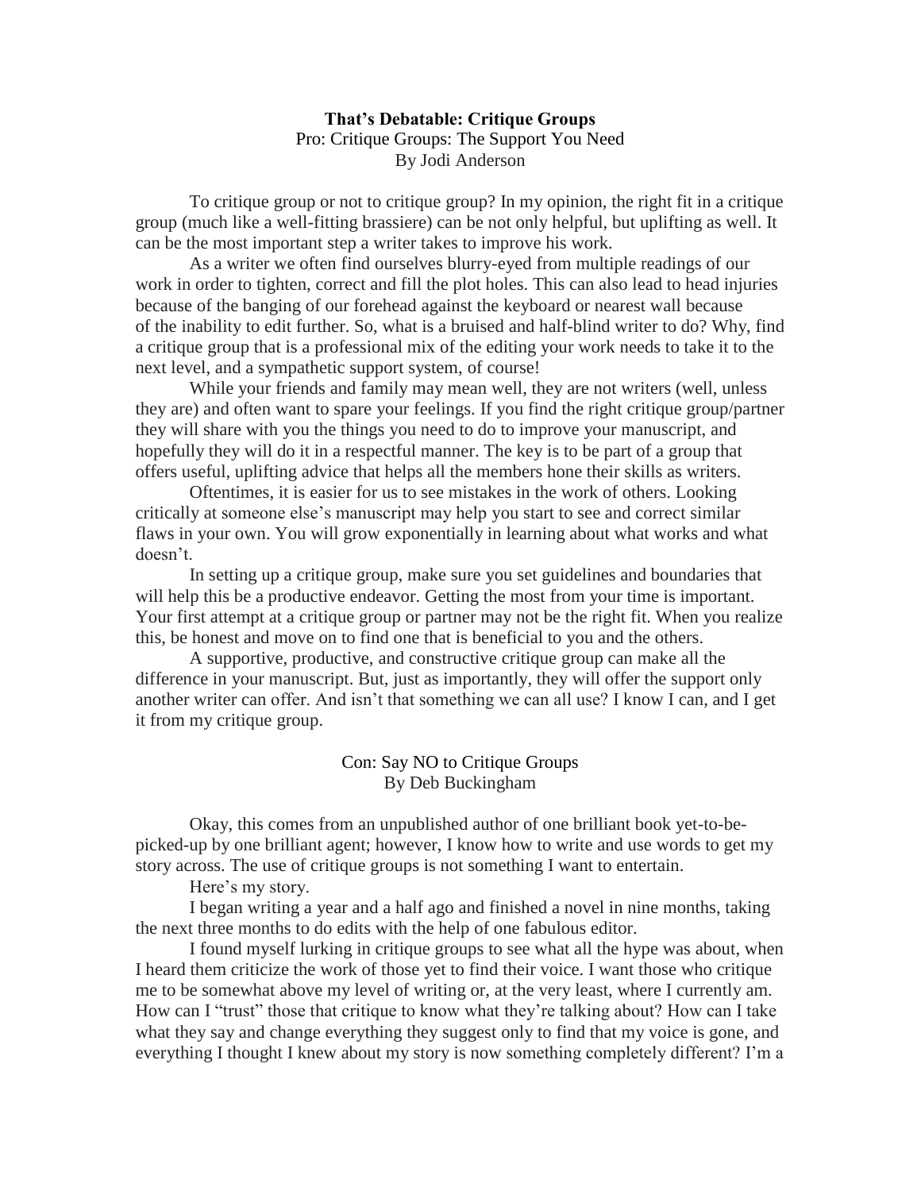# That's Debatable: Critique Groups

## Pro: Critique Groups: The Support You Need

By Jodi Anderson

To critique group or not to critique group? In my opinion, the right fit in a critique group (much like a well-fitting brassiere) can be not only helpful, but uplifting as well. It can be the most important step a writer takes to improve his work.

As a writer we often find ourselves blurry-eyed from multiple readings of our work in order to tighten, correct and fill the plot holes. This can also lead to head injuries because of the banging of our forehead against the keyboard or nearest wall because of the inability to edit further. So, what is a bruised and half-blind writer to do? Why, find a critique group that is a professional mix of the editing your work needs to take it to the next level, and a sympathetic support system, of course!

While your friends and family may mean well, they are not writers (well, unless they are) and often want to spare your feelings. If you find the right critique group/partner they will share with you the things you need to do to improve your manuscript, and hopefully they will do it in a respectful manner. The key is to be part of a group that offers useful, uplifting advice that helps all the members hone their skills as writers.

Oftentimes, it is easier for us to see mistakes in the work of others. Looking critically at someone else's manuscript may help you start to see and correct similar flaws in your own. You will grow exponentially in learning about what works and what doesn't.

In setting up a critique group, make sure you set guidelines and boundaries that will help this be a productive endeavor. Getting the most from your time is important. Your first attempt at a critique group or partner may not be the right fit. When you realize this, be honest and move on to find one that is beneficial to you and the others.

A supportive, productive, and constructive critique group can make all the difference in your manuscript. But, just as importantly, they will offer the support only another writer can offer. And isn't that something we can all use? I know I can, and I get it from my critique group.

## Con: Say NO to Critique Groups

By Deb Buckingham

Okay, this comes from an unpublished author of one brilliant book yet-to-be-picked-up by one brilliant agent; however, I know how to write and use words to get my story across. The use of critique groups is not something I want to entertain.

Here's my story.

I began writing a year and a half ago and finished a novel in nine months, taking the next three months to do edits with the help of one fabulous editor.

I found myself lurking in critique groups to see what all the hype was about, when I heard them criticize the work of those yet to find their voice. I want those who critique me to be somewhat above my level of writing or, at the very least, where I currently am. How can I "trust" those that critique to know what they're talking about? How can I take what they say and change everything they suggest only to find that my voice is gone, and everything I thought I knew about my story is now something completely different? I'm a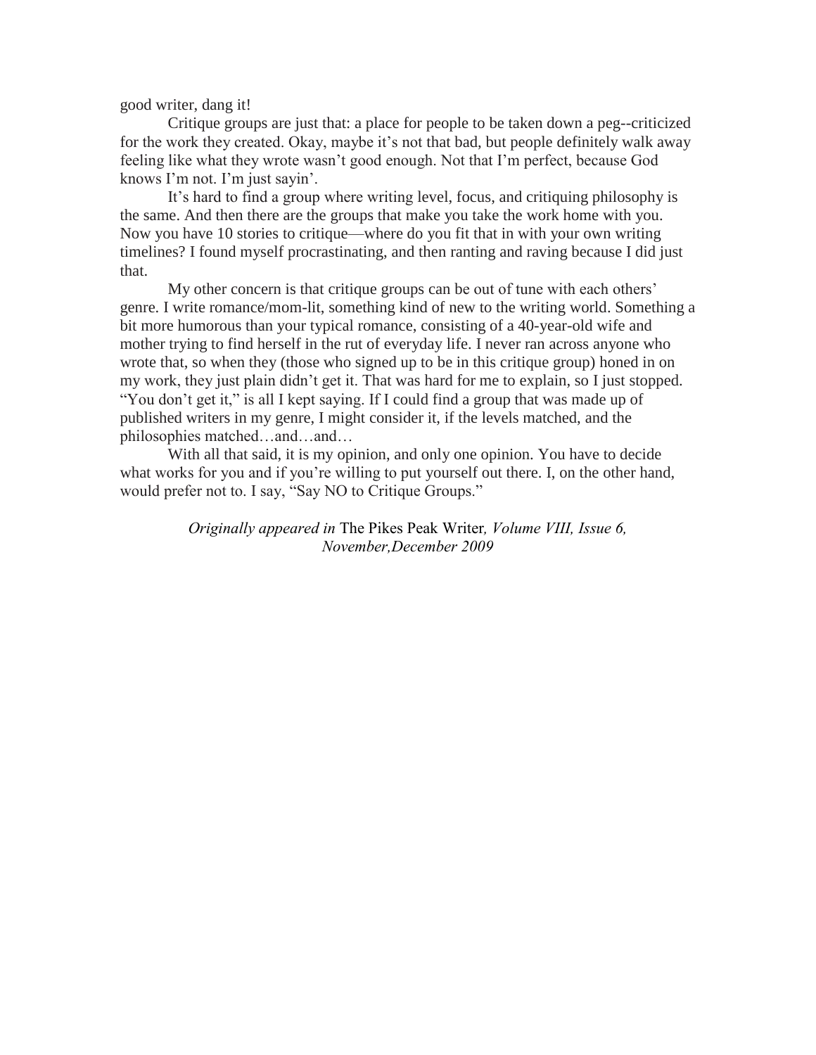good writer, dang it!

Critique groups are just that: a place for people to be taken down a peg--criticized for the work they created. Okay, maybe it's not that bad, but people definitely walk away feeling like what they wrote wasn't good enough. Not that I'm perfect, because God knows I'm not. I'm just sayin'.

It's hard to find a group where writing level, focus, and critiquing philosophy is the same. And then there are the groups that make you take the work home with you. Now you have 10 stories to critique—where do you fit that in with your own writing timelines? I found myself procrastinating, and then ranting and raving because I did just that.

My other concern is that critique groups can be out of tune with each others' genre. I write romance/mom-lit, something kind of new to the writing world. Something a bit more humorous than your typical romance, consisting of a 40-year-old wife and mother trying to find herself in the rut of everyday life. I never ran across anyone who wrote that, so when they (those who signed up to be in this critique group) honed in on my work, they just plain didn't get it. That was hard for me to explain, so I just stopped. "You don't get it," is all I kept saying. If I could find a group that was made up of published writers in my genre, I might consider it, if the levels matched, and the philosophies matched…and…and…

With all that said, it is my opinion, and only one opinion. You have to decide what works for you and if you're willing to put yourself out there. I, on the other hand, would prefer not to. I say, "Say NO to Critique Groups."

*Originally appeared in* The Pikes Peak Writer*, Volume VIII, Issue 6, November,December 2009*